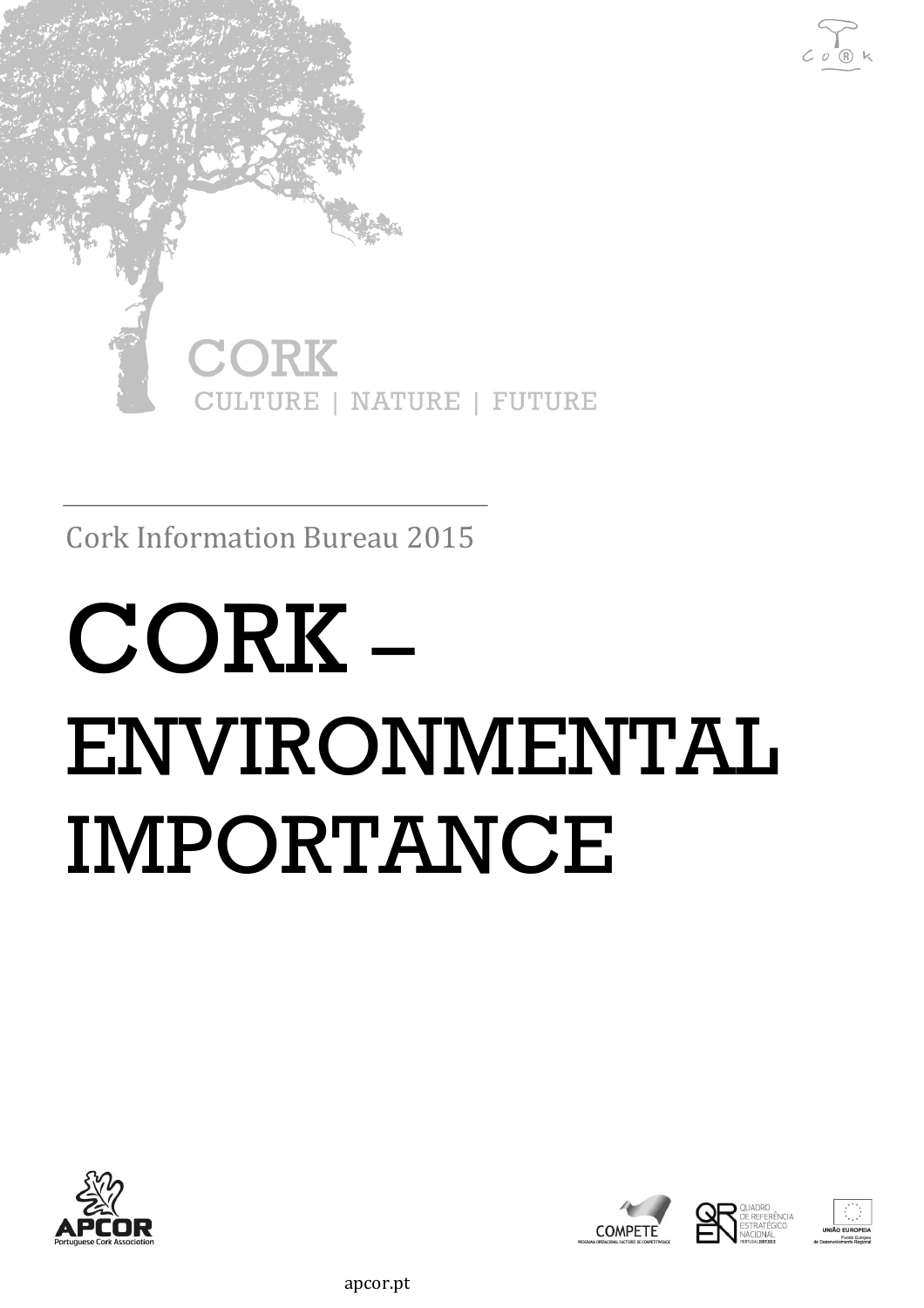CORK

CULTURE | NATURE | FUTURE

Cork Information Bureau 2015

# CORK – ENVIRONMENTAL IMPORTANCE

APCOR

Portuguese Cork Association

apcor.pt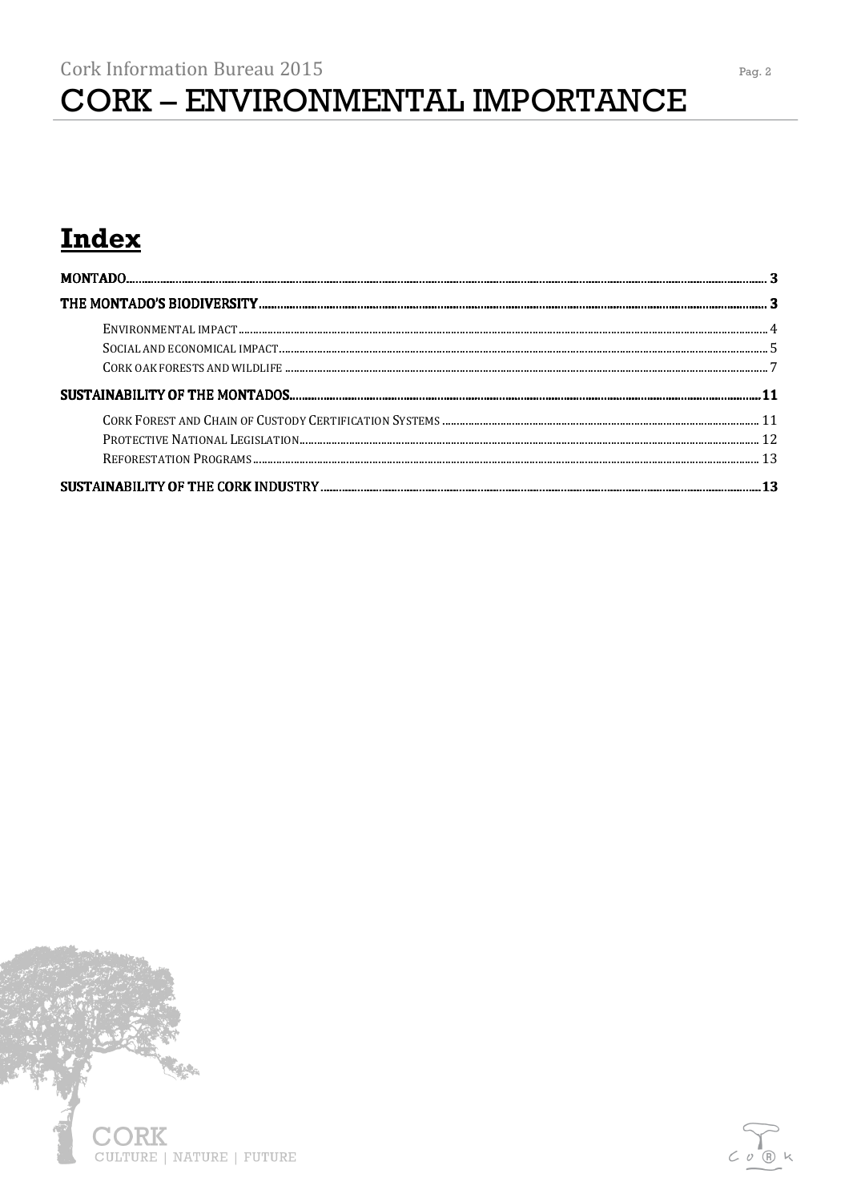# Index

MONTADO ..... 3

THE MONTADO'S BIODIVERSITY ..... 3

- ENVIRONMENTAL IMPACT ..... 4
- SOCIAL AND ECONOMICAL IMPACT ..... 5
- CORK OAK FORESTS AND WILDLIFE ..... 7

SUSTAINABILITY OF THE MONTADOS ..... 11

- CORK FOREST AND CHAIN OF CUSTODY CERTIFICATION SYSTEMS ..... 11
- PROTECTIVE NATIONAL LEGISLATION ..... 12
- REFORESTATION PROGRAMS ..... 13

SUSTAINABILITY OF THE CORK INDUSTRY ..... 13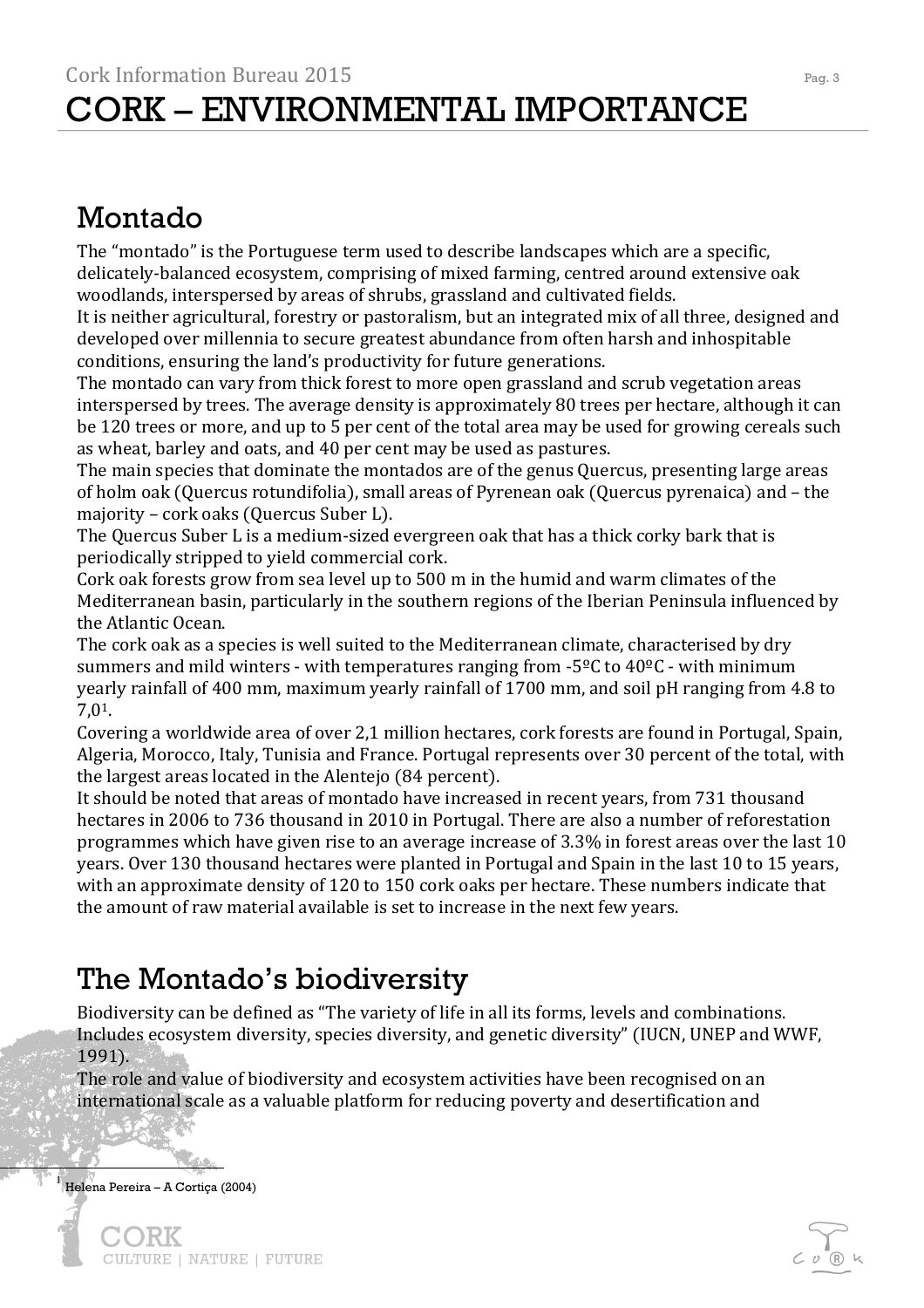# CORK – ENVIRONMENTAL IMPORTANCE

## Montado

The "montado" is the Portuguese term used to describe landscapes which are a specific, delicately-balanced ecosystem, comprising of mixed farming, centred around extensive oak woodlands, interspersed by areas of shrubs, grassland and cultivated fields.
It is neither agricultural, forestry or pastoralism, but an integrated mix of all three, designed and developed over millennia to secure greatest abundance from often harsh and inhospitable conditions, ensuring the land's productivity for future generations.
The montado can vary from thick forest to more open grassland and scrub vegetation areas interspersed by trees. The average density is approximately 80 trees per hectare, although it can be 120 trees or more, and up to 5 per cent of the total area may be used for growing cereals such as wheat, barley and oats, and 40 per cent may be used as pastures.
The main species that dominate the montados are of the genus Quercus, presenting large areas of holm oak (Quercus rotundifolia), small areas of Pyrenean oak (Quercus pyrenaica) and – the majority – cork oaks (Quercus Suber L).
The Quercus Suber L is a medium-sized evergreen oak that has a thick corky bark that is periodically stripped to yield commercial cork.
Cork oak forests grow from sea level up to 500 m in the humid and warm climates of the Mediterranean basin, particularly in the southern regions of the Iberian Peninsula influenced by the Atlantic Ocean.
The cork oak as a species is well suited to the Mediterranean climate, characterised by dry summers and mild winters - with temperatures ranging from -5ºC to 40ºC - with minimum yearly rainfall of 400 mm, maximum yearly rainfall of 1700 mm, and soil pH ranging from 4.8 to 7,0[1].
Covering a worldwide area of over 2,1 million hectares, cork forests are found in Portugal, Spain, Algeria, Morocco, Italy, Tunisia and France. Portugal represents over 30 percent of the total, with the largest areas located in the Alentejo (84 percent).
It should be noted that areas of montado have increased in recent years, from 731 thousand hectares in 2006 to 736 thousand in 2010 in Portugal. There are also a number of reforestation programmes which have given rise to an average increase of 3.3% in forest areas over the last 10 years. Over 130 thousand hectares were planted in Portugal and Spain in the last 10 to 15 years, with an approximate density of 120 to 150 cork oaks per hectare. These numbers indicate that the amount of raw material available is set to increase in the next few years.

## The Montado's biodiversity

Biodiversity can be defined as "The variety of life in all its forms, levels and combinations. Includes ecosystem diversity, species diversity, and genetic diversity" (IUCN, UNEP and WWF, 1991).
The role and value of biodiversity and ecosystem activities have been recognised on an international scale as a valuable platform for reducing poverty and desertification and

[1] Helena Pereira – A Cortiça (2004)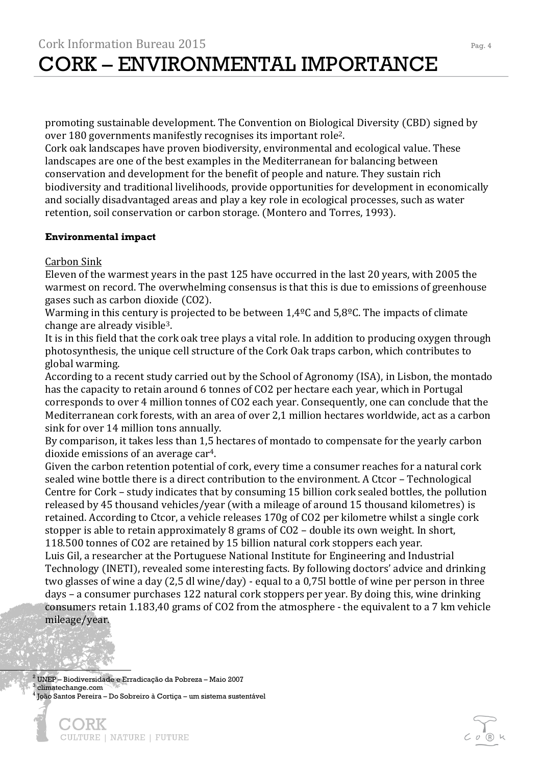promoting sustainable development. The Convention on Biological Diversity (CBD) signed by over 180 governments manifestly recognises its important role[2].

Cork oak landscapes have proven biodiversity, environmental and ecological value. These landscapes are one of the best examples in the Mediterranean for balancing between conservation and development for the benefit of people and nature. They sustain rich biodiversity and traditional livelihoods, provide opportunities for development in economically and socially disadvantaged areas and play a key role in ecological processes, such as water retention, soil conservation or carbon storage. (Montero and Torres, 1993).

**Environmental impact**

Carbon Sink

Eleven of the warmest years in the past 125 have occurred in the last 20 years, with 2005 the warmest on record. The overwhelming consensus is that this is due to emissions of greenhouse gases such as carbon dioxide ($CO_2$).

Warming in this century is projected to be between 1,4ºC and 5,8ºC. The impacts of climate change are already visible[3].

It is in this field that the cork oak tree plays a vital role. In addition to producing oxygen through photosynthesis, the unique cell structure of the Cork Oak traps carbon, which contributes to global warming.

According to a recent study carried out by the School of Agronomy (ISA), in Lisbon, the montado has the capacity to retain around 6 tonnes of $CO_2$ per hectare each year, which in Portugal corresponds to over 4 million tonnes of $CO_2$ each year. Consequently, one can conclude that the Mediterranean cork forests, with an area of over 2,1 million hectares worldwide, act as a carbon sink for over 14 million tons annually.

By comparison, it takes less than 1,5 hectares of montado to compensate for the yearly carbon dioxide emissions of an average car[4].

Given the carbon retention potential of cork, every time a consumer reaches for a natural cork sealed wine bottle there is a direct contribution to the environment. A Ctcor – Technological Centre for Cork – study indicates that by consuming 15 billion cork sealed bottles, the pollution released by 45 thousand vehicles/year (with a mileage of around 15 thousand kilometres) is retained. According to Ctcor, a vehicle releases 170g of $CO_2$ per kilometre whilst a single cork stopper is able to retain approximately 8 grams of $CO_2$ – double its own weight. In short, 118.500 tonnes of $CO_2$ are retained by 15 billion natural cork stoppers each year.

Luis Gil, a researcher at the Portuguese National Institute for Engineering and Industrial Technology (INETI), revealed some interesting facts. By following doctors' advice and drinking two glasses of wine a day (2,5 dl wine/day) - equal to a 0,75l bottle of wine per person in three days – a consumer purchases 122 natural cork stoppers per year. By doing this, wine drinking consumers retain 1.183,40 grams of $CO_2$ from the atmosphere - the equivalent to a 7 km vehicle mileage/year.

---

[2] UNEP – Biodiversidade e Erradicação da Pobreza – Maio 2007

[3] climatechange.com

[4] João Santos Pereira – Do Sobreiro à Cortiça – um sistema sustentável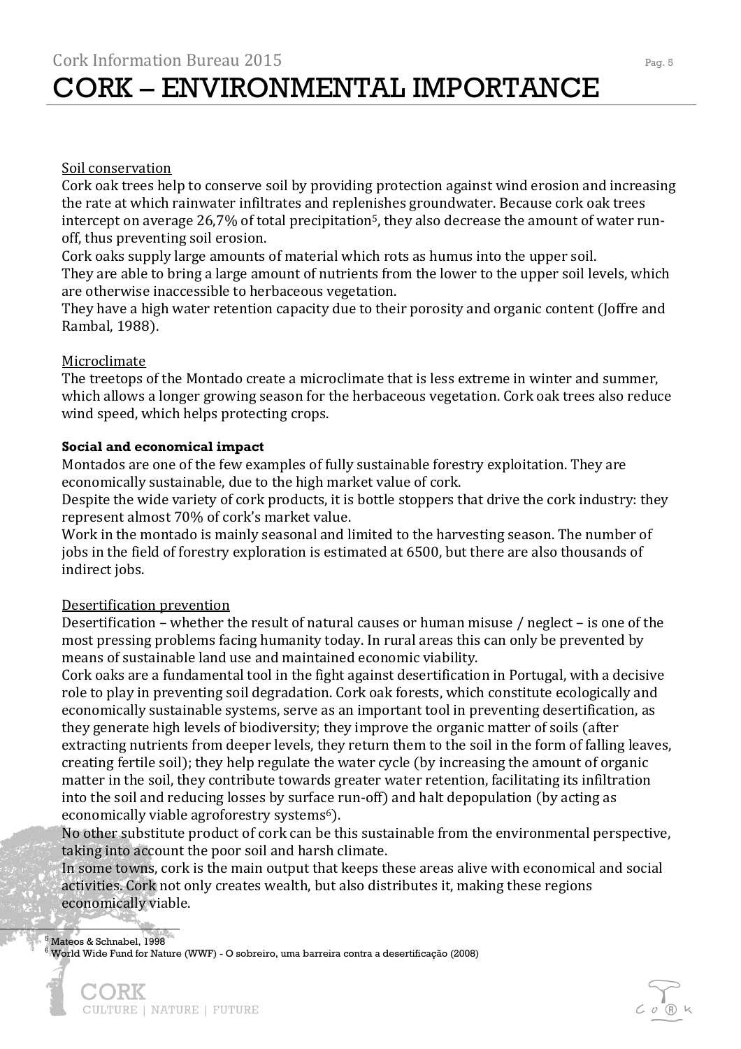# CORK – ENVIRONMENTAL IMPORTANCE

Soil conservation

Cork oak trees help to conserve soil by providing protection against wind erosion and increasing the rate at which rainwater infiltrates and replenishes groundwater. Because cork oak trees intercept on average 26,7% of total precipitation[5], they also decrease the amount of water run-off, thus preventing soil erosion.

Cork oaks supply large amounts of material which rots as humus into the upper soil.

They are able to bring a large amount of nutrients from the lower to the upper soil levels, which are otherwise inaccessible to herbaceous vegetation.

They have a high water retention capacity due to their porosity and organic content (Joffre and Rambal, 1988).

Microclimate

The treetops of the Montado create a microclimate that is less extreme in winter and summer, which allows a longer growing season for the herbaceous vegetation. Cork oak trees also reduce wind speed, which helps protecting crops.

**Social and economical impact**

Montados are one of the few examples of fully sustainable forestry exploitation. They are economically sustainable, due to the high market value of cork.

Despite the wide variety of cork products, it is bottle stoppers that drive the cork industry: they represent almost 70% of cork's market value.

Work in the montado is mainly seasonal and limited to the harvesting season. The number of jobs in the field of forestry exploration is estimated at 6500, but there are also thousands of indirect jobs.

Desertification prevention

Desertification – whether the result of natural causes or human misuse / neglect – is one of the most pressing problems facing humanity today. In rural areas this can only be prevented by means of sustainable land use and maintained economic viability.

Cork oaks are a fundamental tool in the fight against desertification in Portugal, with a decisive role to play in preventing soil degradation. Cork oak forests, which constitute ecologically and economically sustainable systems, serve as an important tool in preventing desertification, as they generate high levels of biodiversity; they improve the organic matter of soils (after extracting nutrients from deeper levels, they return them to the soil in the form of falling leaves, creating fertile soil); they help regulate the water cycle (by increasing the amount of organic matter in the soil, they contribute towards greater water retention, facilitating its infiltration into the soil and reducing losses by surface run-off) and halt depopulation (by acting as economically viable agroforestry systems[6]).

No other substitute product of cork can be this sustainable from the environmental perspective, taking into account the poor soil and harsh climate.

In some towns, cork is the main output that keeps these areas alive with economical and social activities. Cork not only creates wealth, but also distributes it, making these regions economically viable.

[5] Mateos & Schnabel, 1998

[6] World Wide Fund for Nature (WWF) - O sobreiro, uma barreira contra a desertificação (2008)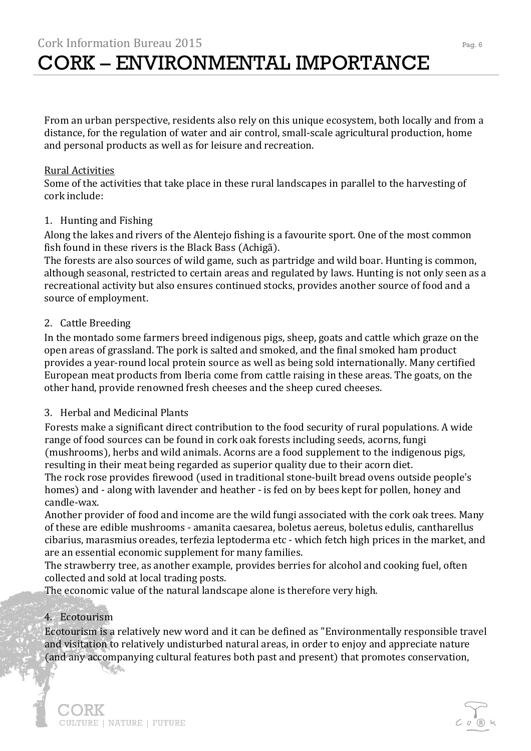# CORK – ENVIRONMENTAL IMPORTANCE

From an urban perspective, residents also rely on this unique ecosystem, both locally and from a distance, for the regulation of water and air control, small-scale agricultural production, home and personal products as well as for leisure and recreation.

Rural Activities

Some of the activities that take place in these rural landscapes in parallel to the harvesting of cork include:

1. Hunting and Fishing

Along the lakes and rivers of the Alentejo fishing is a favourite sport. One of the most common fish found in these rivers is the Black Bass (Achigã).

The forests are also sources of wild game, such as partridge and wild boar. Hunting is common, although seasonal, restricted to certain areas and regulated by laws. Hunting is not only seen as a recreational activity but also ensures continued stocks, provides another source of food and a source of employment.

2. Cattle Breeding

In the montado some farmers breed indigenous pigs, sheep, goats and cattle which graze on the open areas of grassland. The pork is salted and smoked, and the final smoked ham product provides a year-round local protein source as well as being sold internationally. Many certified European meat products from Iberia come from cattle raising in these areas. The goats, on the other hand, provide renowned fresh cheeses and the sheep cured cheeses.

3. Herbal and Medicinal Plants

Forests make a significant direct contribution to the food security of rural populations. A wide range of food sources can be found in cork oak forests including seeds, acorns, fungi (mushrooms), herbs and wild animals. Acorns are a food supplement to the indigenous pigs, resulting in their meat being regarded as superior quality due to their acorn diet.

The rock rose provides firewood (used in traditional stone-built bread ovens outside people's homes) and - along with lavender and heather - is fed on by bees kept for pollen, honey and candle-wax.

Another provider of food and income are the wild fungi associated with the cork oak trees. Many of these are edible mushrooms - amanita caesarea, boletus aereus, boletus edulis, cantharellus cibarius, marasmius oreades, terfezia leptoderma etc - which fetch high prices in the market, and are an essential economic supplement for many families.

The strawberry tree, as another example, provides berries for alcohol and cooking fuel, often collected and sold at local trading posts.

The economic value of the natural landscape alone is therefore very high.

4. Ecotourism

Ecotourism is a relatively new word and it can be defined as "Environmentally responsible travel and visitation to relatively undisturbed natural areas, in order to enjoy and appreciate nature (and any accompanying cultural features both past and present) that promotes conservation,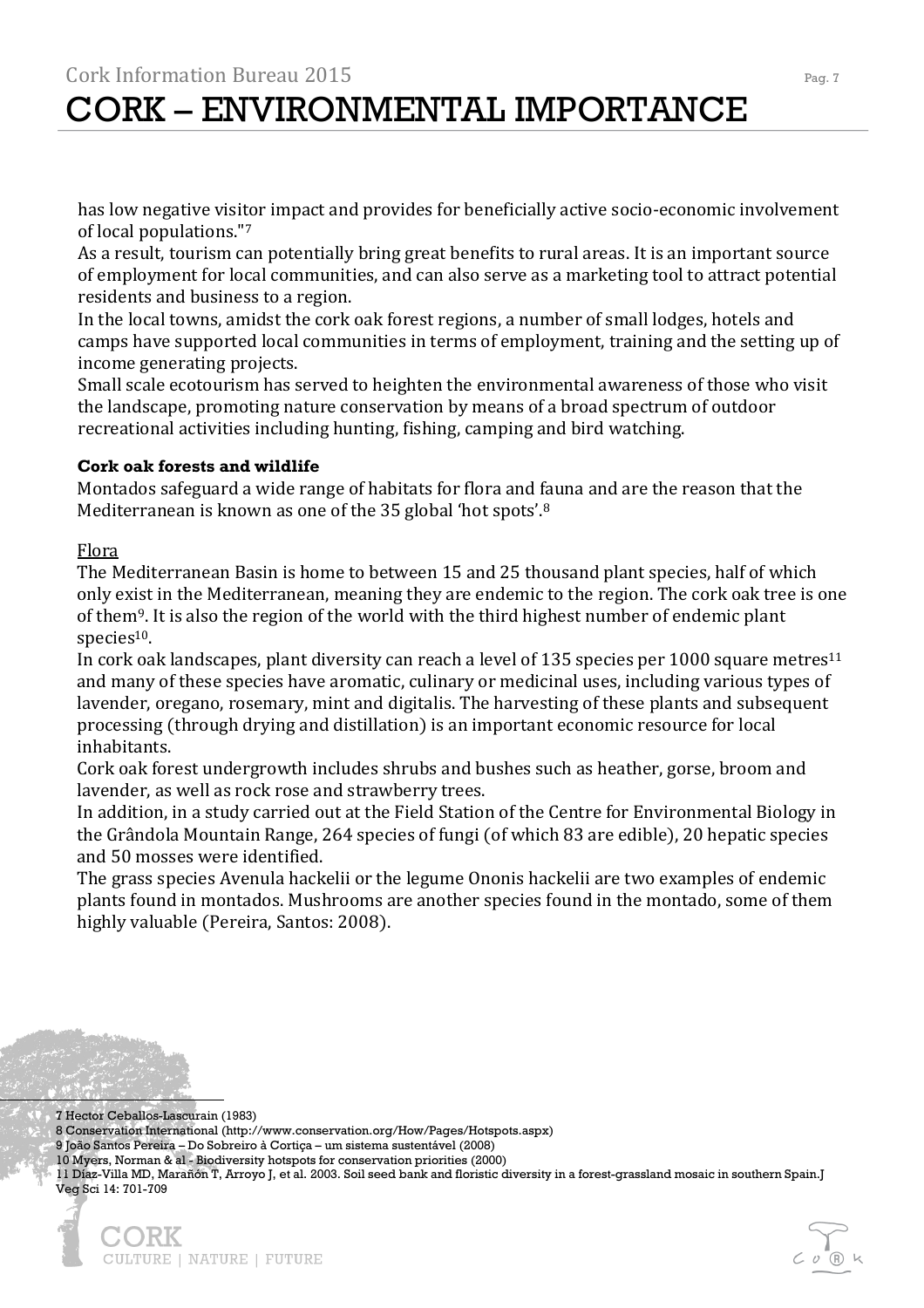has low negative visitor impact and provides for beneficially active socio-economic involvement of local populations."[7]

As a result, tourism can potentially bring great benefits to rural areas. It is an important source of employment for local communities, and can also serve as a marketing tool to attract potential residents and business to a region.

In the local towns, amidst the cork oak forest regions, a number of small lodges, hotels and camps have supported local communities in terms of employment, training and the setting up of income generating projects.

Small scale ecotourism has served to heighten the environmental awareness of those who visit the landscape, promoting nature conservation by means of a broad spectrum of outdoor recreational activities including hunting, fishing, camping and bird watching.

**Cork oak forests and wildlife**

Montados safeguard a wide range of habitats for flora and fauna and are the reason that the Mediterranean is known as one of the 35 global 'hot spots'.[8]

Flora

The Mediterranean Basin is home to between 15 and 25 thousand plant species, half of which only exist in the Mediterranean, meaning they are endemic to the region. The cork oak tree is one of them[9]. It is also the region of the world with the third highest number of endemic plant species[10].

In cork oak landscapes, plant diversity can reach a level of 135 species per 1000 square metres[11] and many of these species have aromatic, culinary or medicinal uses, including various types of lavender, oregano, rosemary, mint and digitalis. The harvesting of these plants and subsequent processing (through drying and distillation) is an important economic resource for local inhabitants.

Cork oak forest undergrowth includes shrubs and bushes such as heather, gorse, broom and lavender, as well as rock rose and strawberry trees.

In addition, in a study carried out at the Field Station of the Centre for Environmental Biology in the Grândola Mountain Range, 264 species of fungi (of which 83 are edible), 20 hepatic species and 50 mosses were identified.

The grass species Avenula hackelii or the legume Ononis hackelii are two examples of endemic plants found in montados. Mushrooms are another species found in the montado, some of them highly valuable (Pereira, Santos: 2008).

---

7 Hector Ceballos-Lascurain (1983)
8 Conservation International (http://www.conservation.org/How/Pages/Hotspots.aspx)
9 João Santos Pereira – Do Sobreiro à Cortiça – um sistema sustentável (2008)
10 Myers, Norman & al - Biodiversity hotspots for conservation priorities (2000)
11 Díaz-Villa MD, Marañón T, Arroyo J, et al. 2003. Soil seed bank and floristic diversity in a forest-grassland mosaic in southern Spain.J Veg Sci 14: 701-709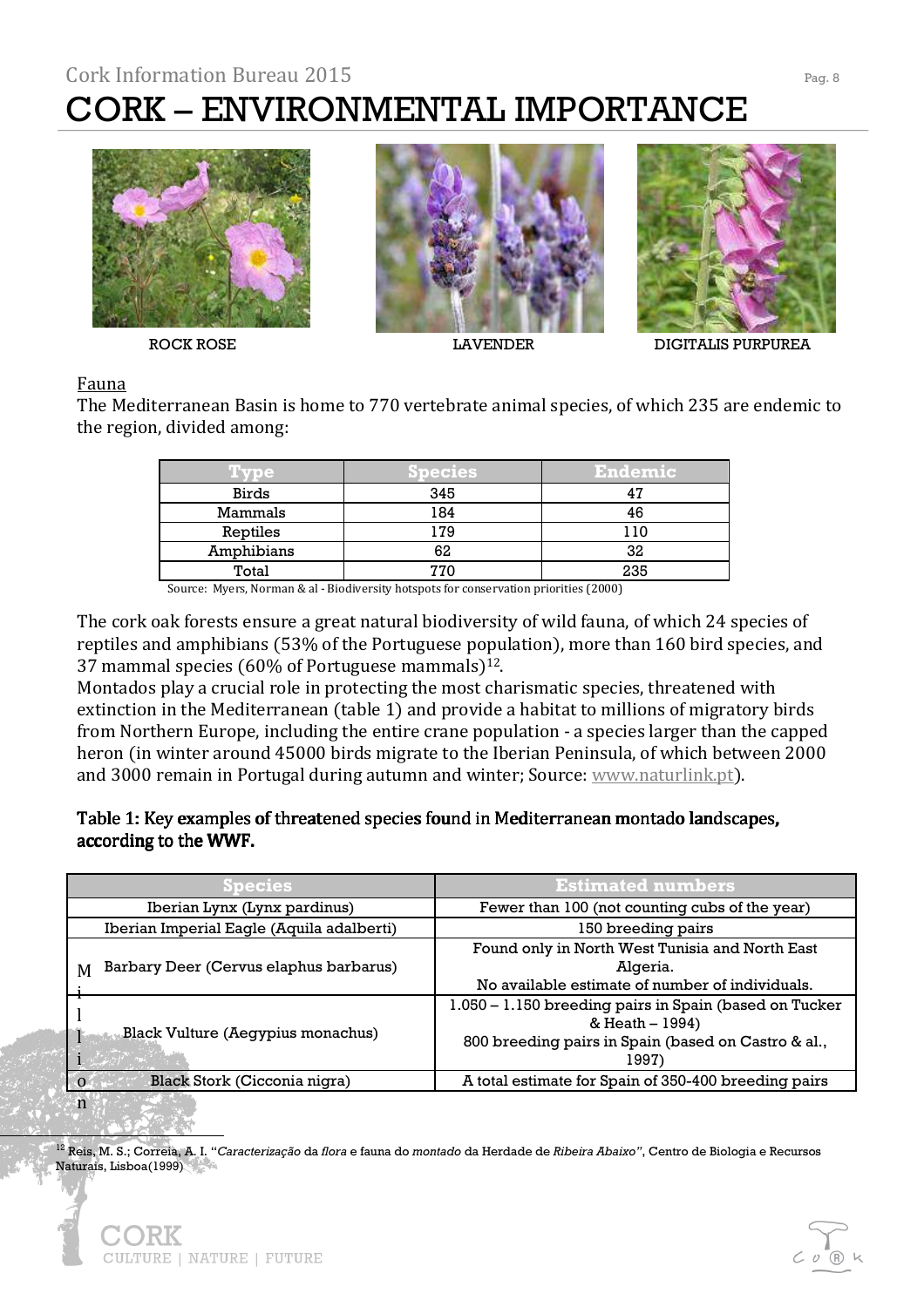# CORK – ENVIRONMENTAL IMPORTANCE

ROCK ROSE

LAVENDER

DIGITALIS PURPUREA

Fauna

The Mediterranean Basin is home to 770 vertebrate animal species, of which 235 are endemic to the region, divided among:

| Type | Species | Endemic |
|---|---|---|
| Birds | 345 | 47 |
| Mammals | 184 | 46 |
| Reptiles | 179 | 110 |
| Amphibians | 62 | 32 |
| Total | 770 | 235 |

Source: Myers, Norman & al - Biodiversity hotspots for conservation priorities (2000)

The cork oak forests ensure a great natural biodiversity of wild fauna, of which 24 species of reptiles and amphibians (53% of the Portuguese population), more than 160 bird species, and 37 mammal species (60% of Portuguese mammals)[12].

Montados play a crucial role in protecting the most charismatic species, threatened with extinction in the Mediterranean (table 1) and provide a habitat to millions of migratory birds from Northern Europe, including the entire crane population - a species larger than the capped heron (in winter around 45000 birds migrate to the Iberian Peninsula, of which between 2000 and 3000 remain in Portugal during autumn and winter; Source: www.naturlink.pt).

**Table 1: Key examples of threatened species found in Mediterranean montado landscapes, according to the WWF.**

| Species | Estimated numbers |
|---|---|
| Iberian Lynx (Lynx pardinus) | Fewer than 100 (not counting cubs of the year) |
| Iberian Imperial Eagle (Aquila adalberti) | 150 breeding pairs |
| Barbary Deer (Cervus elaphus barbarus) | Found only in North West Tunisia and North East Algeria. No available estimate of number of individuals. |
| Black Vulture (Aegypius monachus) | 1.050 – 1.150 breeding pairs in Spain (based on Tucker & Heath – 1994) 800 breeding pairs in Spain (based on Castro & al., 1997) |
| Black Stork (Ciconia nigra) | A total estimate for Spain of 350-400 breeding pairs |

Million

[12] Reis, M. S.; Correia, A. I. "*Caracterização* da *flora* e fauna do *montado* da Herdade de *Ribeira Abaixo*", Centro de Biologia e Recursos Naturais, Lisboa(1999)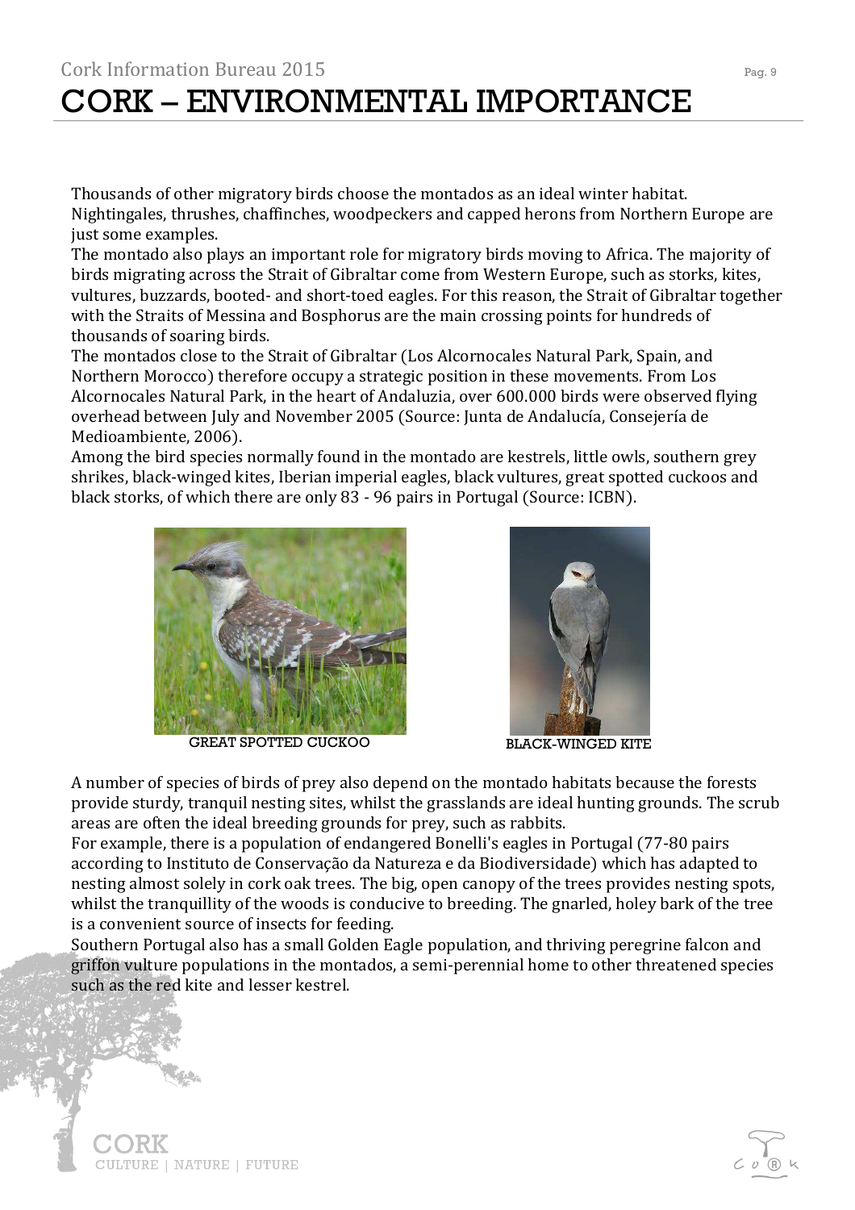# CORK – ENVIRONMENTAL IMPORTANCE

Thousands of other migratory birds choose the montados as an ideal winter habitat. Nightingales, thrushes, chaffinches, woodpeckers and capped herons from Northern Europe are just some examples.

The montado also plays an important role for migratory birds moving to Africa. The majority of birds migrating across the Strait of Gibraltar come from Western Europe, such as storks, kites, vultures, buzzards, booted- and short-toed eagles. For this reason, the Strait of Gibraltar together with the Straits of Messina and Bosphorus are the main crossing points for hundreds of thousands of soaring birds.

The montados close to the Strait of Gibraltar (Los Alcornocales Natural Park, Spain, and Northern Morocco) therefore occupy a strategic position in these movements. From Los Alcornocales Natural Park, in the heart of Andaluzia, over 600.000 birds were observed flying overhead between July and November 2005 (Source: Junta de Andalucía, Consejería de Medioambiente, 2006).

Among the bird species normally found in the montado are kestrels, little owls, southern grey shrikes, black-winged kites, Iberian imperial eagles, black vultures, great spotted cuckoos and black storks, of which there are only 83 - 96 pairs in Portugal (Source: ICBN).

GREAT SPOTTED CUCKOO

BLACK-WINGED KITE

A number of species of birds of prey also depend on the montado habitats because the forests provide sturdy, tranquil nesting sites, whilst the grasslands are ideal hunting grounds. The scrub areas are often the ideal breeding grounds for prey, such as rabbits.

For example, there is a population of endangered Bonelli's eagles in Portugal (77-80 pairs according to Instituto de Conservação da Natureza e da Biodiversidade) which has adapted to nesting almost solely in cork oak trees. The big, open canopy of the trees provides nesting spots, whilst the tranquillity of the woods is conducive to breeding. The gnarled, holey bark of the tree is a convenient source of insects for feeding.

Southern Portugal also has a small Golden Eagle population, and thriving peregrine falcon and griffon vulture populations in the montados, a semi-perennial home to other threatened species such as the red kite and lesser kestrel.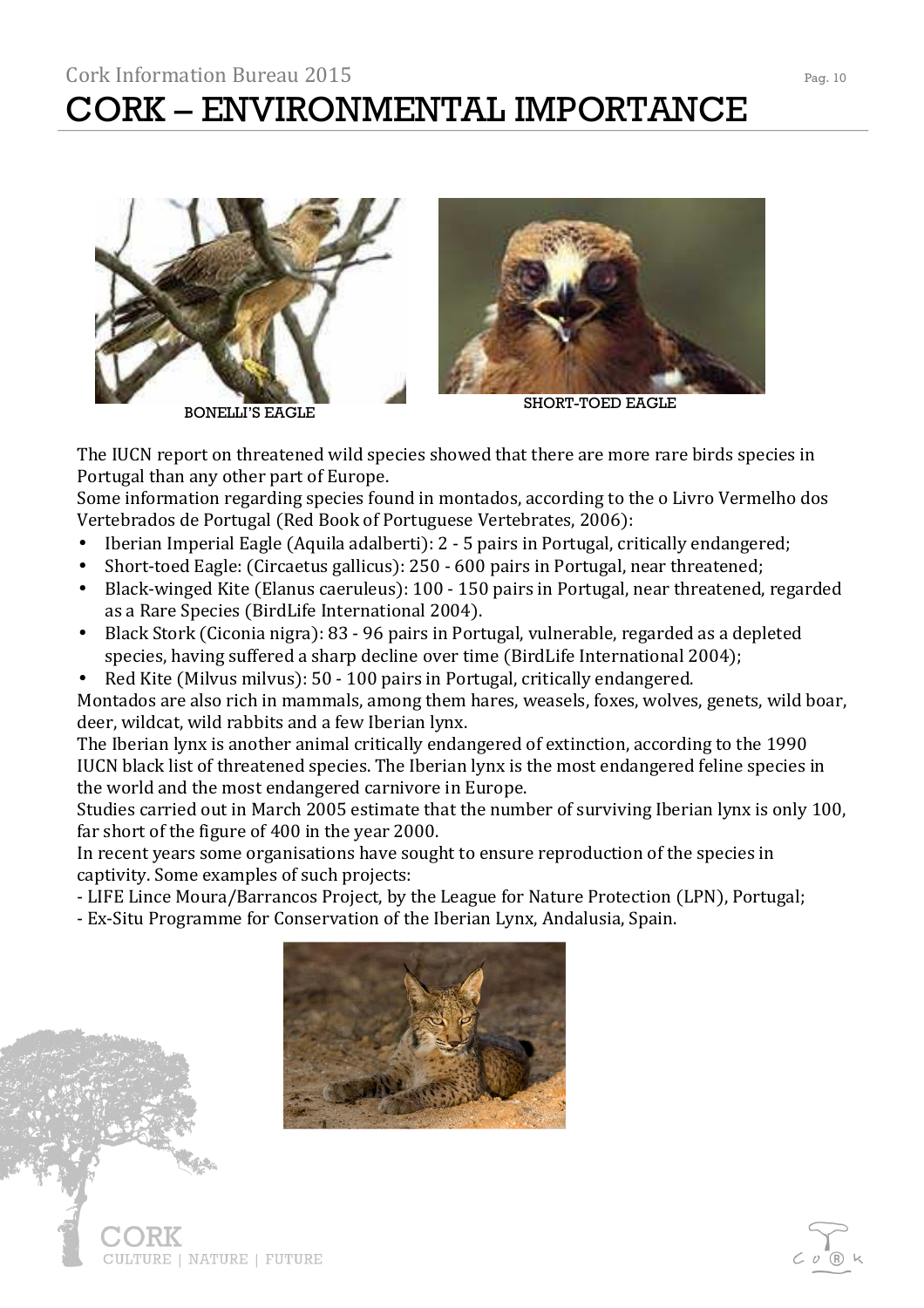# CORK – ENVIRONMENTAL IMPORTANCE

BONELLI'S EAGLE

SHORT-TOED EAGLE

The IUCN report on threatened wild species showed that there are more rare birds species in Portugal than any other part of Europe.

Some information regarding species found in montados, according to the o Livro Vermelho dos Vertebrados de Portugal (Red Book of Portuguese Vertebrates, 2006):

- Iberian Imperial Eagle (Aquila adalberti): 2 - 5 pairs in Portugal, critically endangered;
- Short-toed Eagle: (Circaetus gallicus): 250 - 600 pairs in Portugal, near threatened;
- Black-winged Kite (Elanus caeruleus): 100 - 150 pairs in Portugal, near threatened, regarded as a Rare Species (BirdLife International 2004).
- Black Stork (Ciconia nigra): 83 - 96 pairs in Portugal, vulnerable, regarded as a depleted species, having suffered a sharp decline over time (BirdLife International 2004);
- Red Kite (Milvus milvus): 50 - 100 pairs in Portugal, critically endangered.

Montados are also rich in mammals, among them hares, weasels, foxes, wolves, genets, wild boar, deer, wildcat, wild rabbits and a few Iberian lynx.

The Iberian lynx is another animal critically endangered of extinction, according to the 1990 IUCN black list of threatened species. The Iberian lynx is the most endangered feline species in the world and the most endangered carnivore in Europe.

Studies carried out in March 2005 estimate that the number of surviving Iberian lynx is only 100, far short of the figure of 400 in the year 2000.

In recent years some organisations have sought to ensure reproduction of the species in captivity. Some examples of such projects:

- LIFE Lince Moura/Barrancos Project, by the League for Nature Protection (LPN), Portugal;
- Ex-Situ Programme for Conservation of the Iberian Lynx, Andalusia, Spain.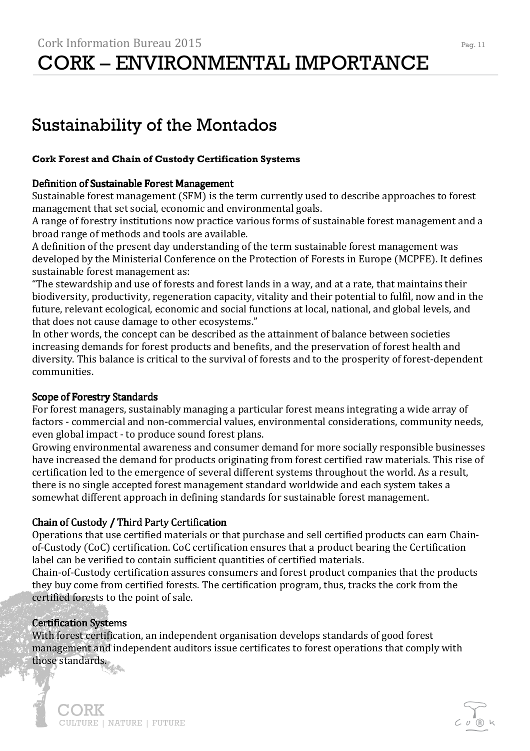# CORK – ENVIRONMENTAL IMPORTANCE

## Sustainability of the Montados

**Cork Forest and Chain of Custody Certification Systems**

### Definition of Sustainable Forest Management

Sustainable forest management (SFM) is the term currently used to describe approaches to forest management that set social, economic and environmental goals.

A range of forestry institutions now practice various forms of sustainable forest management and a broad range of methods and tools are available.

A definition of the present day understanding of the term sustainable forest management was developed by the Ministerial Conference on the Protection of Forests in Europe (MCPFE). It defines sustainable forest management as:

"The stewardship and use of forests and forest lands in a way, and at a rate, that maintains their biodiversity, productivity, regeneration capacity, vitality and their potential to fulfil, now and in the future, relevant ecological, economic and social functions at local, national, and global levels, and that does not cause damage to other ecosystems."

In other words, the concept can be described as the attainment of balance between societies increasing demands for forest products and benefits, and the preservation of forest health and diversity. This balance is critical to the survival of forests and to the prosperity of forest-dependent communities.

### Scope of Forestry Standards

For forest managers, sustainably managing a particular forest means integrating a wide array of factors - commercial and non-commercial values, environmental considerations, community needs, even global impact - to produce sound forest plans.

Growing environmental awareness and consumer demand for more socially responsible businesses have increased the demand for products originating from forest certified raw materials. This rise of certification led to the emergence of several different systems throughout the world. As a result, there is no single accepted forest management standard worldwide and each system takes a somewhat different approach in defining standards for sustainable forest management.

### Chain of Custody / Third Party Certification

Operations that use certified materials or that purchase and sell certified products can earn Chain-of-Custody (CoC) certification. CoC certification ensures that a product bearing the Certification label can be verified to contain sufficient quantities of certified materials.

Chain-of-Custody certification assures consumers and forest product companies that the products they buy come from certified forests. The certification program, thus, tracks the cork from the certified forests to the point of sale.

### Certification Systems

With forest certification, an independent organisation develops standards of good forest management and independent auditors issue certificates to forest operations that comply with those standards.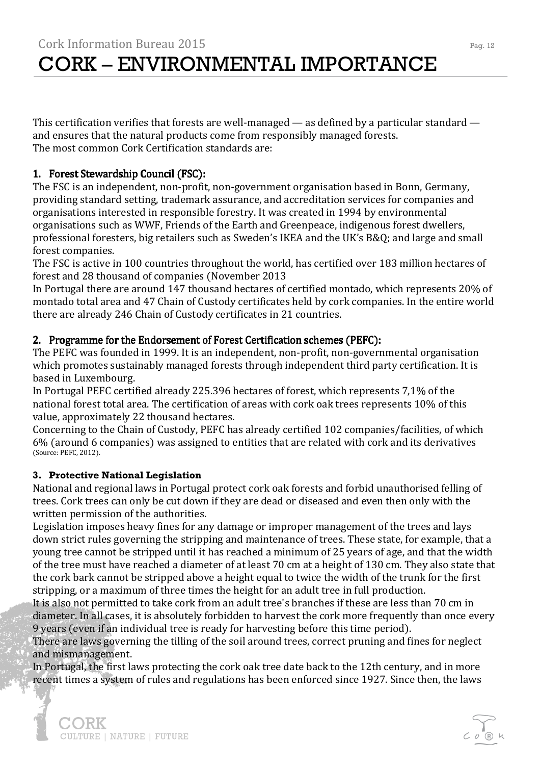This certification verifies that forests are well-managed — as defined by a particular standard — and ensures that the natural products come from responsibly managed forests.
The most common Cork Certification standards are:

### 1. Forest Stewardship Council (FSC):

The FSC is an independent, non-profit, non-government organisation based in Bonn, Germany, providing standard setting, trademark assurance, and accreditation services for companies and organisations interested in responsible forestry. It was created in 1994 by environmental organisations such as WWF, Friends of the Earth and Greenpeace, indigenous forest dwellers, professional foresters, big retailers such as Sweden's IKEA and the UK's B&Q; and large and small forest companies.
The FSC is active in 100 countries throughout the world, has certified over 183 million hectares of forest and 28 thousand of companies (November 2013
In Portugal there are around 147 thousand hectares of certified montado, which represents 20% of montado total area and 47 Chain of Custody certificates held by cork companies. In the entire world there are already 246 Chain of Custody certificates in 21 countries.

### 2. Programme for the Endorsement of Forest Certification schemes (PEFC):

The PEFC was founded in 1999. It is an independent, non-profit, non-governmental organisation which promotes sustainably managed forests through independent third party certification. It is based in Luxembourg.
In Portugal PEFC certified already 225.396 hectares of forest, which represents 7,1% of the national forest total area. The certification of areas with cork oak trees represents 10% of this value, approximately 22 thousand hectares.
Concerning to the Chain of Custody, PEFC has already certified 102 companies/facilities, of which 6% (around 6 companies) was assigned to entities that are related with cork and its derivatives (Source: PEFC, 2012).

### 3. Protective National Legislation

National and regional laws in Portugal protect cork oak forests and forbid unauthorised felling of trees. Cork trees can only be cut down if they are dead or diseased and even then only with the written permission of the authorities.
Legislation imposes heavy fines for any damage or improper management of the trees and lays down strict rules governing the stripping and maintenance of trees. These state, for example, that a young tree cannot be stripped until it has reached a minimum of 25 years of age, and that the width of the tree must have reached a diameter of at least 70 cm at a height of 130 cm. They also state that the cork bark cannot be stripped above a height equal to twice the width of the trunk for the first stripping, or a maximum of three times the height for an adult tree in full production.
It is also not permitted to take cork from an adult tree's branches if these are less than 70 cm in diameter. In all cases, it is absolutely forbidden to harvest the cork more frequently than once every 9 years (even if an individual tree is ready for harvesting before this time period).
There are laws governing the tilling of the soil around trees, correct pruning and fines for neglect and mismanagement.
In Portugal, the first laws protecting the cork oak tree date back to the 12th century, and in more recent times a system of rules and regulations has been enforced since 1927. Since then, the laws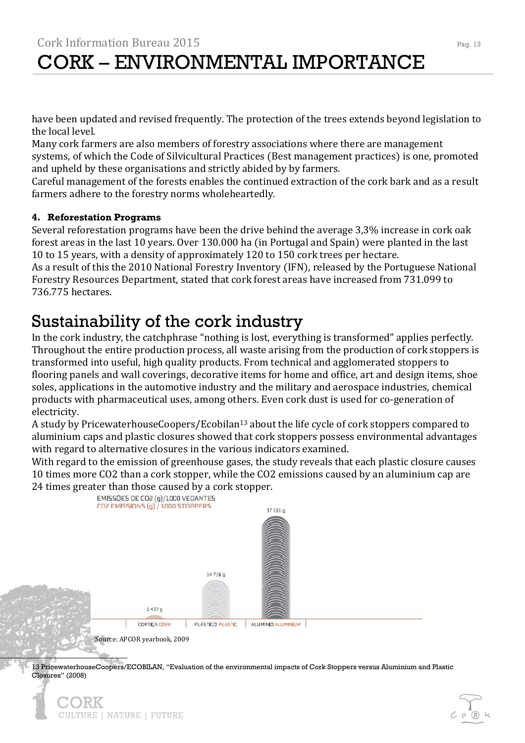have been updated and revised frequently. The protection of the trees extends beyond legislation to the local level.
Many cork farmers are also members of forestry associations where there are management systems, of which the Code of Silvicultural Practices (Best management practices) is one, promoted and upheld by these organisations and strictly abided by by farmers.
Careful management of the forests enables the continued extraction of the cork bark and as a result farmers adhere to the forestry norms wholeheartedly.

**4. Reforestation Programs**

Several reforestation programs have been the drive behind the average 3,3% increase in cork oak forest areas in the last 10 years. Over 130.000 ha (in Portugal and Spain) were planted in the last 10 to 15 years, with a density of approximately 120 to 150 cork trees per hectare.
As a result of this the 2010 National Forestry Inventory (IFN), released by the Portuguese National Forestry Resources Department, stated that cork forest areas have increased from 731.099 to 736.775 hectares.

## Sustainability of the cork industry

In the cork industry, the catchphrase "nothing is lost, everything is transformed" applies perfectly. Throughout the entire production process, all waste arising from the production of cork stoppers is transformed into useful, high quality products. From technical and agglomerated stoppers to flooring panels and wall coverings, decorative items for home and office, art and design items, shoe soles, applications in the automotive industry and the military and aerospace industries, chemical products with pharmaceutical uses, among others. Even cork dust is used for co-generation of electricity.
A study by PricewaterhouseCoopers/Ecobilan[13] about the life cycle of cork stoppers compared to aluminium caps and plastic closures showed that cork stoppers possess environmental advantages with regard to alternative closures in the various indicators examined.
With regard to the emission of greenhouse gases, the study reveals that each plastic closure causes 10 times more CO2 than a cork stopper, while the CO2 emissions caused by an aluminium cap are 24 times greater than those caused by a cork stopper.

EMISSÕES DE CO2 (g)/1000 VEDANTES
CO2 EMISSIONS (g) / 1000 STOPPERS

| CORTIÇA CORK | PLÁSTICO PLASTIC | ALUMÍNIO ALUMINIUM |
|---|---|---|
| 1 437 g | 14 716 g | 37 161 g |

Source: APCOR yearbook, 2009

13 PricewaterhouseCoopers/ECOBILAN, "Evaluation of the environmental impacts of Cork Stoppers versus Aluminium and Plastic Closures" (2008)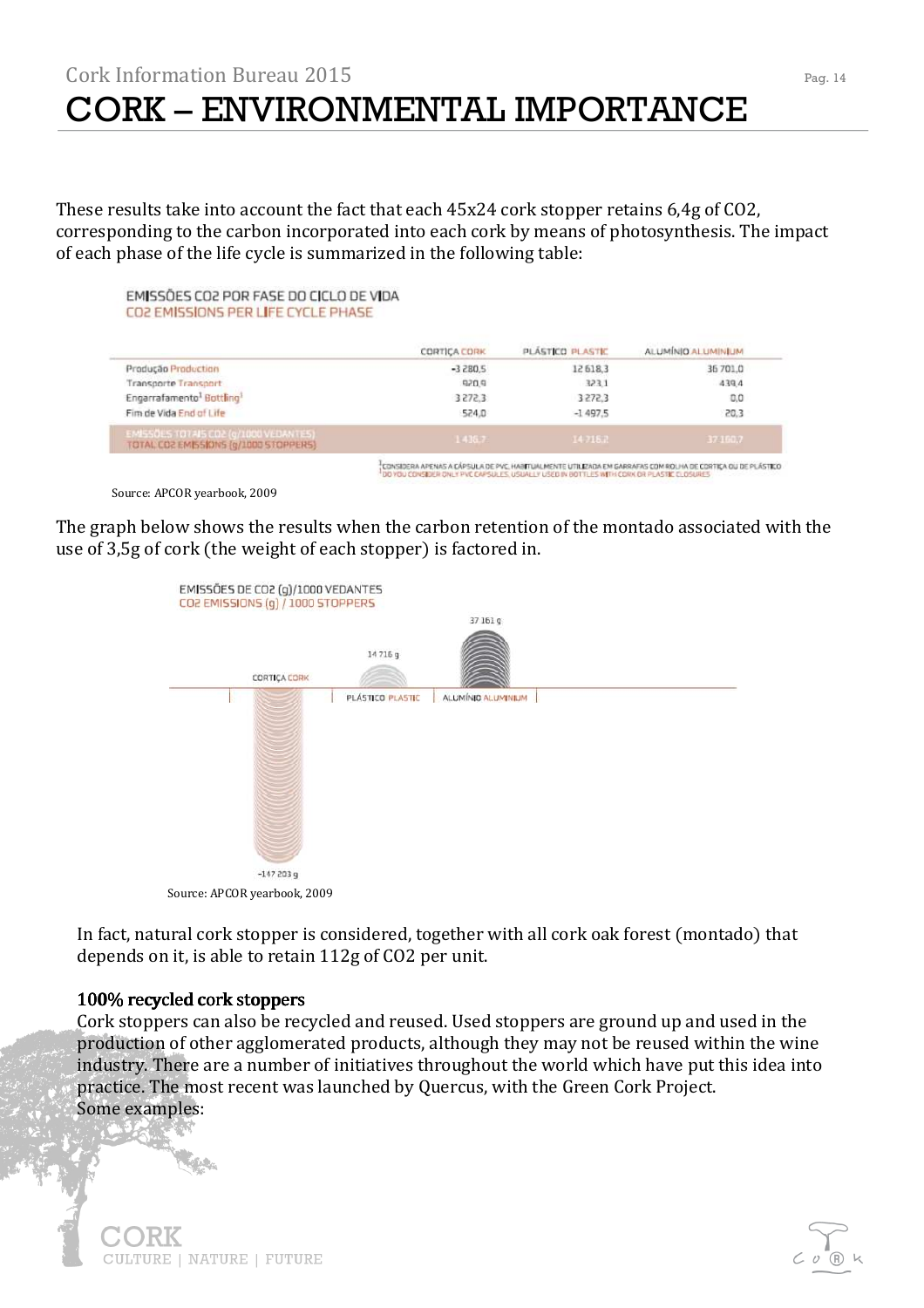These results take into account the fact that each 45x24 cork stopper retains 6,4g of $CO_2$, corresponding to the carbon incorporated into each cork by means of photosynthesis. The impact of each phase of the life cycle is summarized in the following table:

EMISSÕES CO2 POR FASE DO CICLO DE VIDA
CO2 EMISSIONS PER LIFE CYCLE PHASE

| | CORTIÇA CORK | PLÁSTICO PLASTIC | ALUMÍNIO ALUMINIUM |
|---|---|---|---|
| Produção Production | -3 280,5 | 12 618,3 | 36 701,0 |
| Transporte Transport | 920,9 | 323,1 | 439,4 |
| Engarrafamento[1] Bottling[1] | 3 272,3 | 3 272,3 | 0,0 |
| Fim de Vida End of Life | 524,0 | -1 497,5 | 20,3 |
| EMISSÕES TOTAIS CO2 (g/1000 VEDANTES) TOTAL CO2 EMISSIONS (g/1000 STOPPERS) | 1 436,7 | 14 716,2 | 37 160,7 |

[1] CONSIDERA APENAS A CÁPSULA DE PVC, HABITUALMENTE UTILIZADA EM GARRAFAS COM ROLHA DE CORTIÇA OU DE PLÁSTICO
[1] DO YOU CONSIDER ONLY PVC CAPSULES, USUALLY USED IN BOTTLES WITH CORK OR PLASTIC CLOSURES

Source: APCOR yearbook, 2009

The graph below shows the results when the carbon retention of the montado associated with the use of 3,5g of cork (the weight of each stopper) is factored in.

EMISSÕES DE CO2 (g)/1000 VEDANTES
CO2 EMISSIONS (g) / 1000 STOPPERS

CORTIÇA CORK: -147 203 g; PLÁSTICO PLASTIC: 14 716 g; ALUMÍNIO ALUMINIUM: 37 161 g

Source: APCOR yearbook, 2009

In fact, natural cork stopper is considered, together with all cork oak forest (montado) that depends on it, is able to retain 112g of $CO_2$ per unit.

**100% recycled cork stoppers**

Cork stoppers can also be recycled and reused. Used stoppers are ground up and used in the production of other agglomerated products, although they may not be reused within the wine industry. There are a number of initiatives throughout the world which have put this idea into practice. The most recent was launched by Quercus, with the Green Cork Project.
Some examples: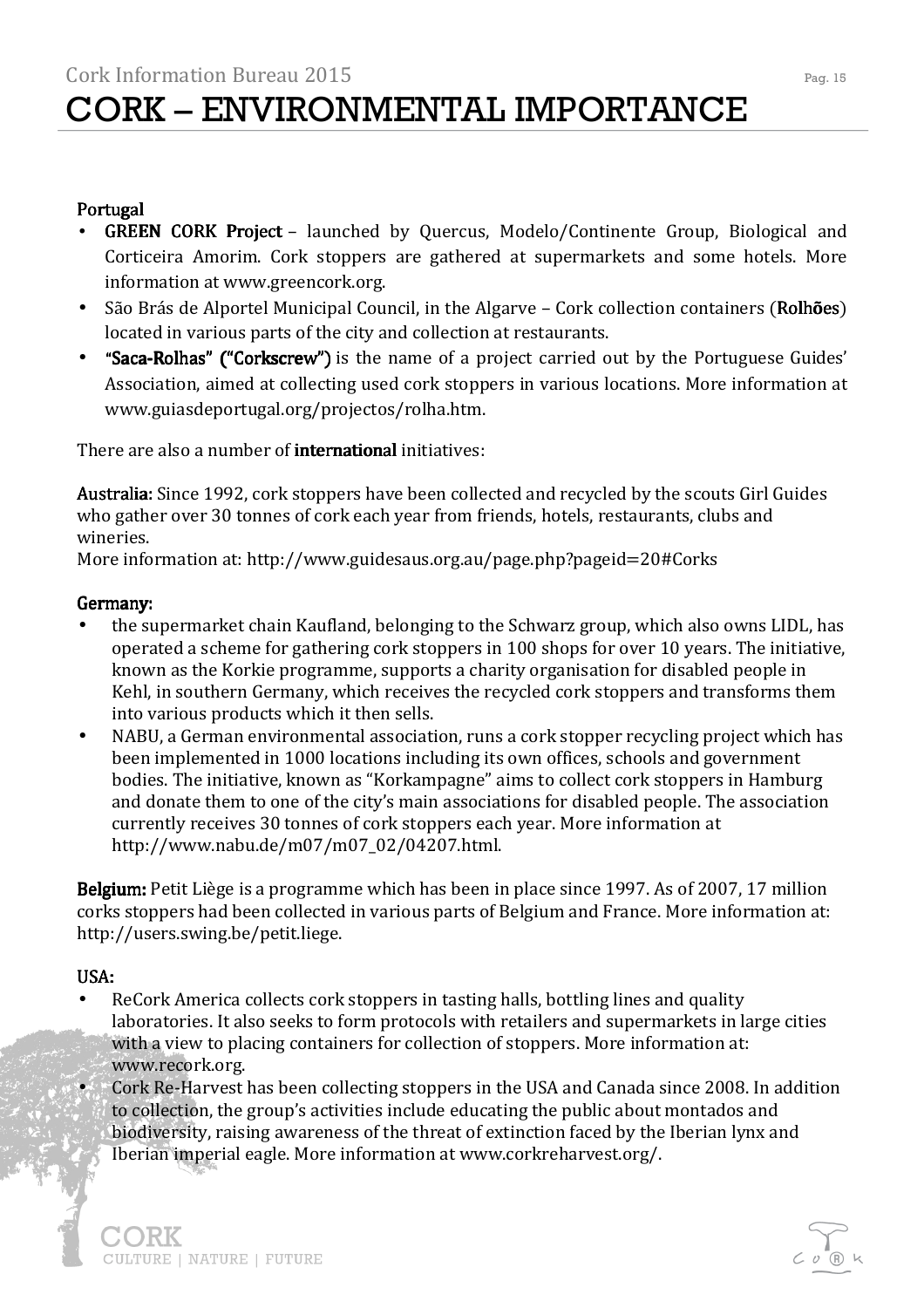**Portugal**

- **GREEN CORK Project** – launched by Quercus, Modelo/Continente Group, Biological and Corticeira Amorim. Cork stoppers are gathered at supermarkets and some hotels. More information at www.greencork.org.
- São Brás de Alportel Municipal Council, in the Algarve – Cork collection containers (**Rolhões**) located in various parts of the city and collection at restaurants.
- **"Saca-Rolhas" ("Corkscrew")** is the name of a project carried out by the Portuguese Guides' Association, aimed at collecting used cork stoppers in various locations. More information at www.guiasdeportugal.org/projectos/rolha.htm.

There are also a number of **international** initiatives:

**Australia:** Since 1992, cork stoppers have been collected and recycled by the scouts Girl Guides who gather over 30 tonnes of cork each year from friends, hotels, restaurants, clubs and wineries.
More information at: http://www.guidesaus.org.au/page.php?pageid=20#Corks

**Germany:**

- the supermarket chain Kaufland, belonging to the Schwarz group, which also owns LIDL, has operated a scheme for gathering cork stoppers in 100 shops for over 10 years. The initiative, known as the Korkie programme, supports a charity organisation for disabled people in Kehl, in southern Germany, which receives the recycled cork stoppers and transforms them into various products which it then sells.
- NABU, a German environmental association, runs a cork stopper recycling project which has been implemented in 1000 locations including its own offices, schools and government bodies. The initiative, known as "Korkampagne" aims to collect cork stoppers in Hamburg and donate them to one of the city's main associations for disabled people. The association currently receives 30 tonnes of cork stoppers each year. More information at http://www.nabu.de/m07/m07_02/04207.html.

**Belgium:** Petit Liège is a programme which has been in place since 1997. As of 2007, 17 million corks stoppers had been collected in various parts of Belgium and France. More information at: http://users.swing.be/petit.liege.

**USA:**

- ReCork America collects cork stoppers in tasting halls, bottling lines and quality laboratories. It also seeks to form protocols with retailers and supermarkets in large cities with a view to placing containers for collection of stoppers. More information at: www.recork.org.
- Cork Re-Harvest has been collecting stoppers in the USA and Canada since 2008. In addition to collection, the group's activities include educating the public about montados and biodiversity, raising awareness of the threat of extinction faced by the Iberian lynx and Iberian imperial eagle. More information at www.corkreharvest.org/.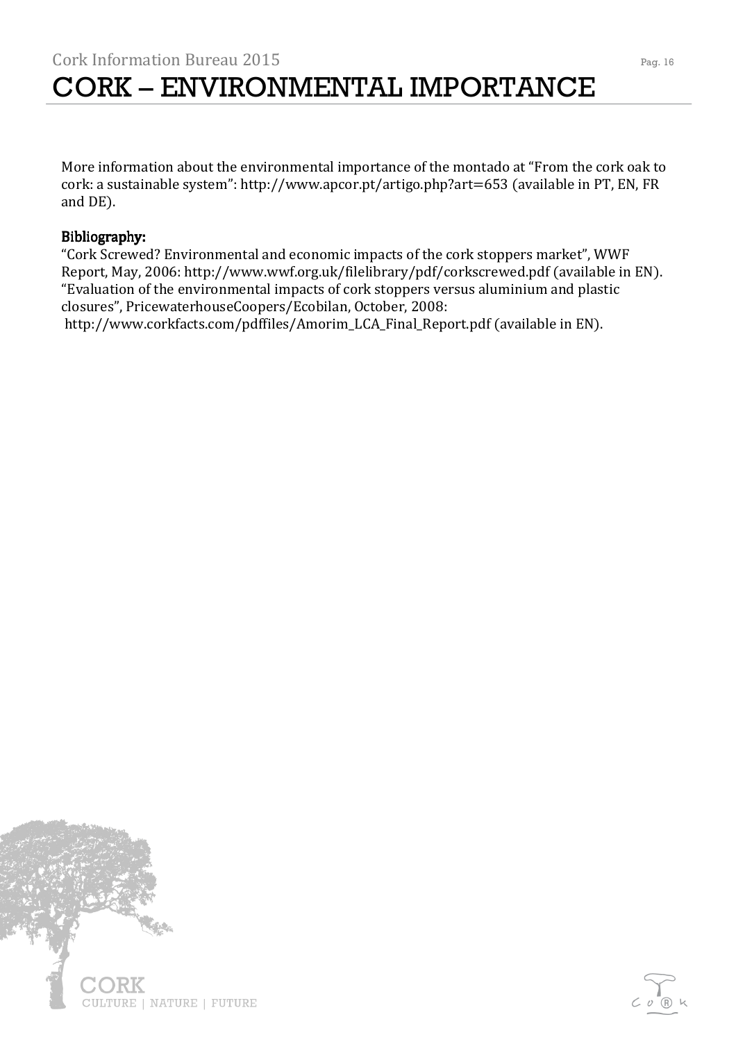# CORK – ENVIRONMENTAL IMPORTANCE

More information about the environmental importance of the montado at "From the cork oak to cork: a sustainable system": http://www.apcor.pt/artigo.php?art=653 (available in PT, EN, FR and DE).

**Bibliography:**

"Cork Screwed? Environmental and economic impacts of the cork stoppers market", WWF Report, May, 2006: http://www.wwf.org.uk/filelibrary/pdf/corkscrewed.pdf (available in EN).
"Evaluation of the environmental impacts of cork stoppers versus aluminium and plastic closures", PricewaterhouseCoopers/Ecobilan, October, 2008:
http://www.corkfacts.com/pdffiles/Amorim_LCA_Final_Report.pdf (available in EN).